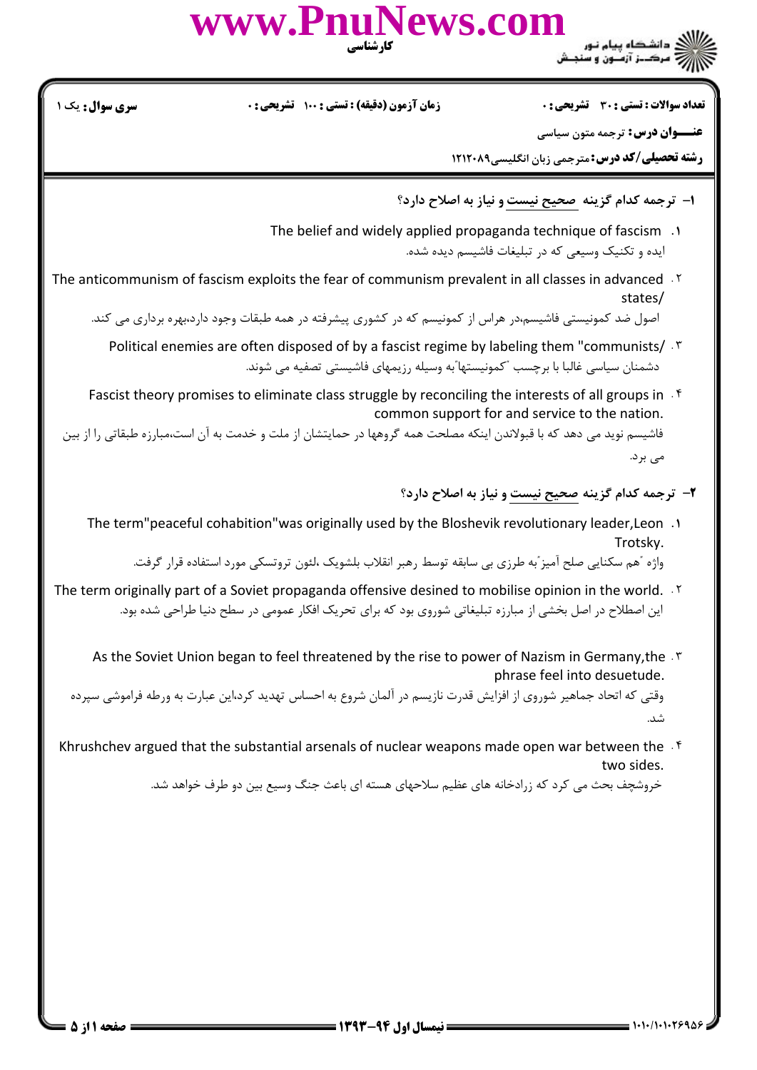**سری سوال:** یک ۱

**زمان آزمون (دقیقه) : تستی : ۱۰۰ تشریحی : ۰**

**تعداد سوالات : تستی : ۳۰ تشریحی : ۰**

**عنـــوان درس:** ترجمه متون سیاسی

**رشته تحصیلی/کد درس:** مترجمی زبان انگلیسی۱۲۱۲۰۸۹

---

**۱- ترجمه کدام گزینه صحیح نیست و نیاز به اصلاح دارد؟**

۱. The belief and widely applied propaganda technique of fascism
ایده و تکنیک وسیعی که در تبلیغات فاشیسم دیده شده.

۲. The anticommunism of fascism exploits the fear of communism prevalent in all classes in advanced states/
اصول ضد کمونیستی فاشیسم،در هراس از کمونیسم که در کشوری پیشرفته در همه طبقات وجود دارد،بهره برداری می کند.

۳. Political enemies are often disposed of by a fascist regime by labeling them "communists/
دشمنان سیاسی غالبا با برچسب "کمونیستها"به وسیله رژیمهای فاشیستی تصفیه می شوند.

۴. Fascist theory promises to eliminate class struggle by reconciling the interests of all groups in common support for and service to the nation.
فاشیسم نوید می دهد که با قبولاندن اینکه مصلحت همه گروهها در حمایتشان از ملت و خدمت به آن است،مبارزه طبقاتی را از بین می برد.

**۲- ترجمه کدام گزینه صحیح نیست و نیاز به اصلاح دارد؟**

۱. The term"peaceful cohabition"was originally used by the Bloshevik revolutionary leader,Leon Trotsky.
واژه "هم سکنایی صلح آمیز"به طرزی بی سابقه توسط رهبر انقلاب بلشویک ،لئون تروتسکی مورد استفاده قرار گرفت.

۲. The term originally part of a Soviet propaganda offensive desined to mobilise opinion in the world.
این اصطلاح در اصل بخشی از مبارزه تبلیغاتی شوروی بود که برای تحریک افکار عمومی در سطح دنیا طراحی شده بود.

۳. As the Soviet Union began to feel threatened by the rise to power of Nazism in Germany,the phrase feel into desuetude.
وقتی که اتحاد جماهیر شوروی از افزایش قدرت نازیسم در آلمان شروع به احساس تهدید کرد،این عبارت به ورطه فراموشی سپرده شد.

۴. Khrushchev argued that the substantial arsenals of nuclear weapons made open war between the two sides.
خروشچف بحث می کرد که زرادخانه های عظیم سلاحهای هسته ای باعث جنگ وسیع بین دو طرف خواهد شد.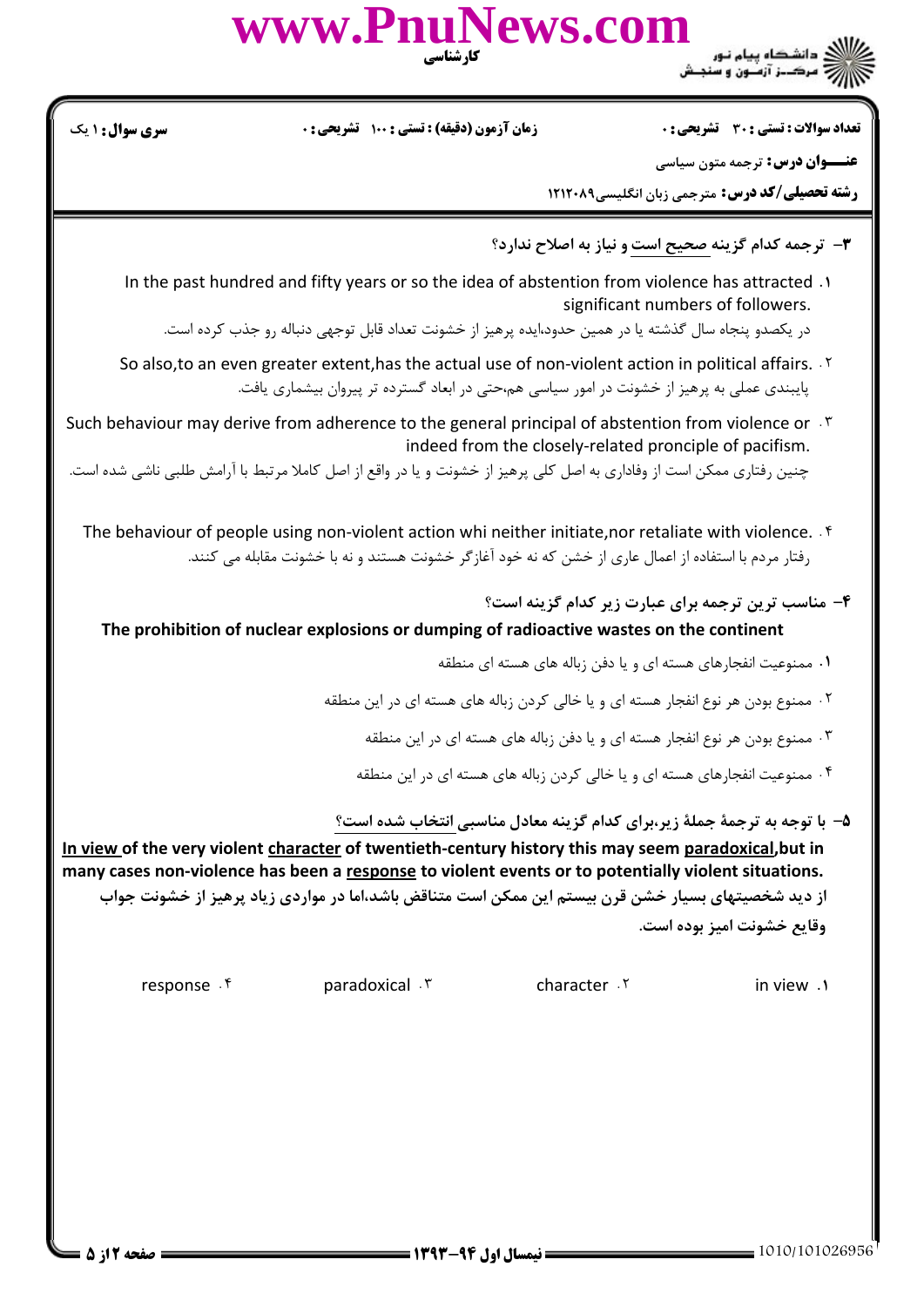**تعداد سوالات : تستی : ۳۰ تشریحی : ۰** | **زمان آزمون (دقیقه) : تستی : ۱۰۰ تشریحی : ۰** | **سری سوال : ۱ یک**

**عنـــوان درس:** ترجمه متون سیاسی

**رشته تحصیلی/کد درس:** مترجمی زبان انگلیسی۱۲۱۲۰۸۹

۳- ترجمه کدام گزینه صحیح است و نیاز به اصلاح ندارد؟

۱. In the past hundred and fifty years or so the idea of abstention from violence has attracted significant numbers of followers.

در یکصدو پنجاه سال گذشته یا در همین حدود،ایده پرهیز از خشونت تعداد قابل توجهی دنباله رو جذب کرده است.

۲. So also,to an even greater extent,has the actual use of non-violent action in political affairs.

پایبندی عملی به پرهیز از خشونت در امور سیاسی هم،حتی در ابعاد گسترده تر پیروان بیشماری یافت.

۳. Such behaviour may derive from adherence to the general principal of abstention from violence or indeed from the closely-related principle of pacifism.

چنین رفتاری ممکن است از وفاداری به اصل کلی پرهیز از خشونت و یا در واقع از اصل کاملا مرتبط با آرامش طلبی ناشی شده است.

۴. The behaviour of people using non-violent action whi neither initiate,nor retaliate with violence.

رفتار مردم با استفاده از اعمال عاری از خشن که نه خود آغازگر خشونت هستند و نه با خشونت مقابله می کنند.

۴- مناسب ترین ترجمه برای عبارت زیر کدام گزینه است؟

**The prohibition of nuclear explosions or dumping of radioactive wastes on the continent**

۱. ممنوعیت انفجارهای هسته ای و یا دفن زباله های هسته ای منطقه

۲. ممنوع بودن هر نوع انفجار هسته ای و یا خالی کردن زباله های هسته ای در این منطقه

۳. ممنوع بودن هر نوع انفجار هسته ای و یا دفن زباله های هسته ای در این منطقه

۴. ممنوعیت انفجارهای هسته ای و یا خالی کردن زباله های هسته ای در این منطقه

۵- با توجه به ترجمهٔ جملهٔ زیر،برای کدام گزینه معادل مناسبی انتخاب شده است؟

**In view of the very violent character of twentieth-century history this may seem paradoxical,but in many cases non-violence has been a response to violent events or to potentially violent situations.**

**از دید شخصیتهای بسیار خشن قرن بیستم این ممکن است متناقض باشد،اما در مواردی زیاد پرهیز از خشونت جواب وقایع خشونت امیز بوده است.**

۱. in view

۲. character

۳. paradoxical

۴. response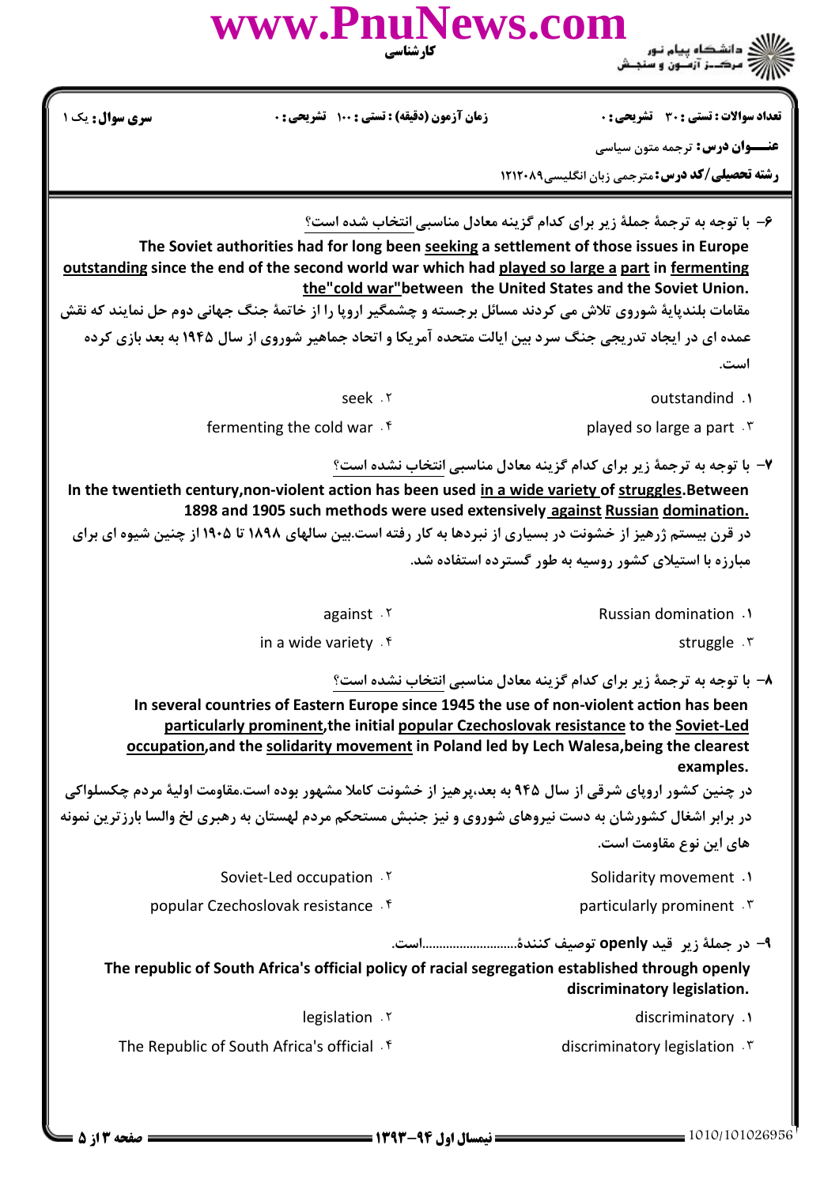۶- با توجه به ترجمهٔ جملهٔ زیر برای کدام گزینه معادل مناسبی انتخاب شده است؟

The Soviet authorities had for long been seeking a settlement of those issues in Europe outstanding since the end of the second world war which had played so large a part in fermenting the"cold war"between the United States and the Soviet Union.

مقامات بلندپایهٔ شوروی تلاش می کردند مسائل برجسته و چشمگیر اروپا را از خاتمهٔ جنگ جهانی دوم حل نمایند که نقش عمده ای در ایجاد تدریجی جنگ سرد بین ایالت متحده آمریکا و اتحاد جماهیر شوروی از سال ۱۹۴۵ به بعد بازی کرده است.

۱. outstandind
۲. seek
۳. played so large a part
۴. fermenting the cold war

۷- با توجه به ترجمهٔ زیر برای کدام گزینه معادل مناسبی انتخاب نشده است؟

In the twentieth century,non-violent action has been used in a wide variety of struggles.Between 1898 and 1905 such methods were used extensively against Russian domination.

در قرن بیستم ژرهیز از خشونت در بسیاری از نبردها به کار رفته است.بین سالهای ۱۸۹۸ تا ۱۹۰۵ از چنین شیوه ای برای مبارزه با استیلای کشور روسیه به طور گسترده استفاده شد.

۱. Russian domination
۲. against
۳. struggle
۴. in a wide variety

۸- با توجه به ترجمهٔ زیر برای کدام گزینه معادل مناسبی انتخاب نشده است؟

In several countries of Eastern Europe since 1945 the use of non-violent action has been particularly prominent,the initial popular Czechoslovak resistance to the Soviet-Led occupation,and the solidarity movement in Poland led by Lech Walesa,being the clearest examples.

در چنین کشور اروپای شرقی از سال ۹۴۵ به بعد،پرهیز از خشونت کاملا مشهور بوده است.مقاومت اولیهٔ مردم چکسلواکی در برابر اشغال کشورشان به دست نیروهای شوروی و نیز جنبش مستحکم مردم لهستان به رهبری لخ والسا بارزترین نمونه های این نوع مقاومت است.

۱. Solidarity movement
۲. Soviet-Led occupation
۳. particularly prominent
۴. popular Czechoslovak resistance

۹- در جملهٔ زیر قید **openly** توصیف کنندهٔ.........................است.

The republic of South Africa's official policy of racial segregation established through openly discriminatory legislation.

۱. discriminatory
۲. legislation
۳. discriminatory legislation
۴. The Republic of South Africa's official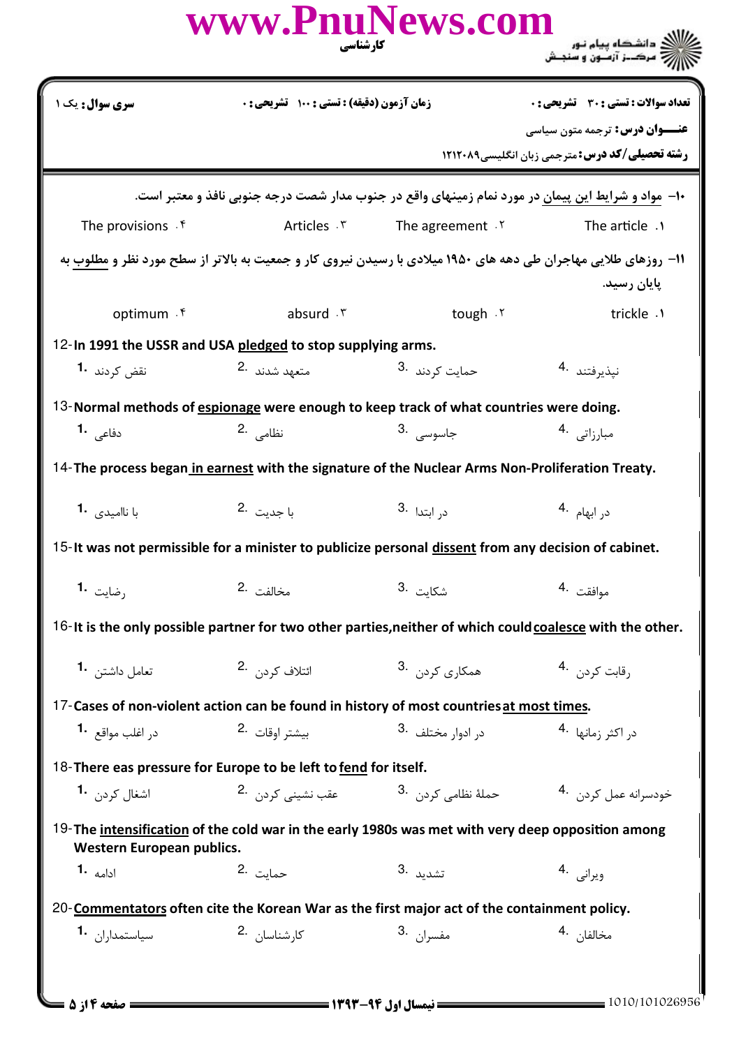**سری سوال:** یک ۱

**زمان آزمون (دقیقه) : تستی : ۱۰۰ تشریحی : ۰**

**تعداد سوالات : تستی : ۳۰ تشریحی : ۰**

**عنـــوان درس:** ترجمه متون سیاسی

**رشته تحصیلی/کد درس:** مترجمی زبان انگلیسی۱۲۱۲۰۸۹

۱۰- مواد و شرایط این پیمان در مورد تمام زمینهای واقع در جنوب مدار شصت درجه جنوبی نافذ و معتبر است.

۱. The article
۲. The agreement
۳. Articles
۴. The provisions

۱۱- روزهای طلایی مهاجران طی دهه های ۱۹۵۰ میلادی با رسیدن نیروی کار و جمعیت به بالاتر از سطح مورد نظر و مطلوب به پایان رسید.

۱. trickle
۲. tough
۳. absurd
۴. optimum

12- **In 1991 the USSR and USA pledged to stop supplying arms.**

1. نقض کردند
2. متعهد شدند
3. حمایت کردند
4. نپذیرفتند

13- **Normal methods of espionage were enough to keep track of what countries were doing.**

1. دفاعی
2. نظامی
3. جاسوسی
4. مبارزاتی

14- **The process began in earnest with the signature of the Nuclear Arms Non-Proliferation Treaty.**

1. با ناامیدی
2. با جدیت
3. در ابتدا
4. در ابهام

15- **It was not permissible for a minister to publicize personal dissent from any decision of cabinet.**

1. رضایت
2. مخالفت
3. شکایت
4. موافقت

16- **It is the only possible partner for two other parties, neither of which could coalesce with the other.**

1. تعامل داشتن
2. ائتلاف کردن
3. همکاری کردن
4. رقابت کردن

17- **Cases of non-violent action can be found in history of most countries at most times.**

1. در اغلب مواقع
2. بیشتر اوقات
3. در ادوار مختلف
4. در اکثر زمانها

18- **There eas pressure for Europe to be left to fend for itself.**

1. اشغال کردن
2. عقب نشینی کردن
3. حملهٔ نظامی کردن
4. خودسرانه عمل کردن

19- **The intensification of the cold war in the early 1980s was met with very deep opposition among Western European publics.**

1. ادامه
2. حمایت
3. تشدید
4. ویرانی

20- **Commentators often cite the Korean War as the first major act of the containment policy.**

1. سیاستمداران
2. کارشناسان
3. مفسران
4. مخالفان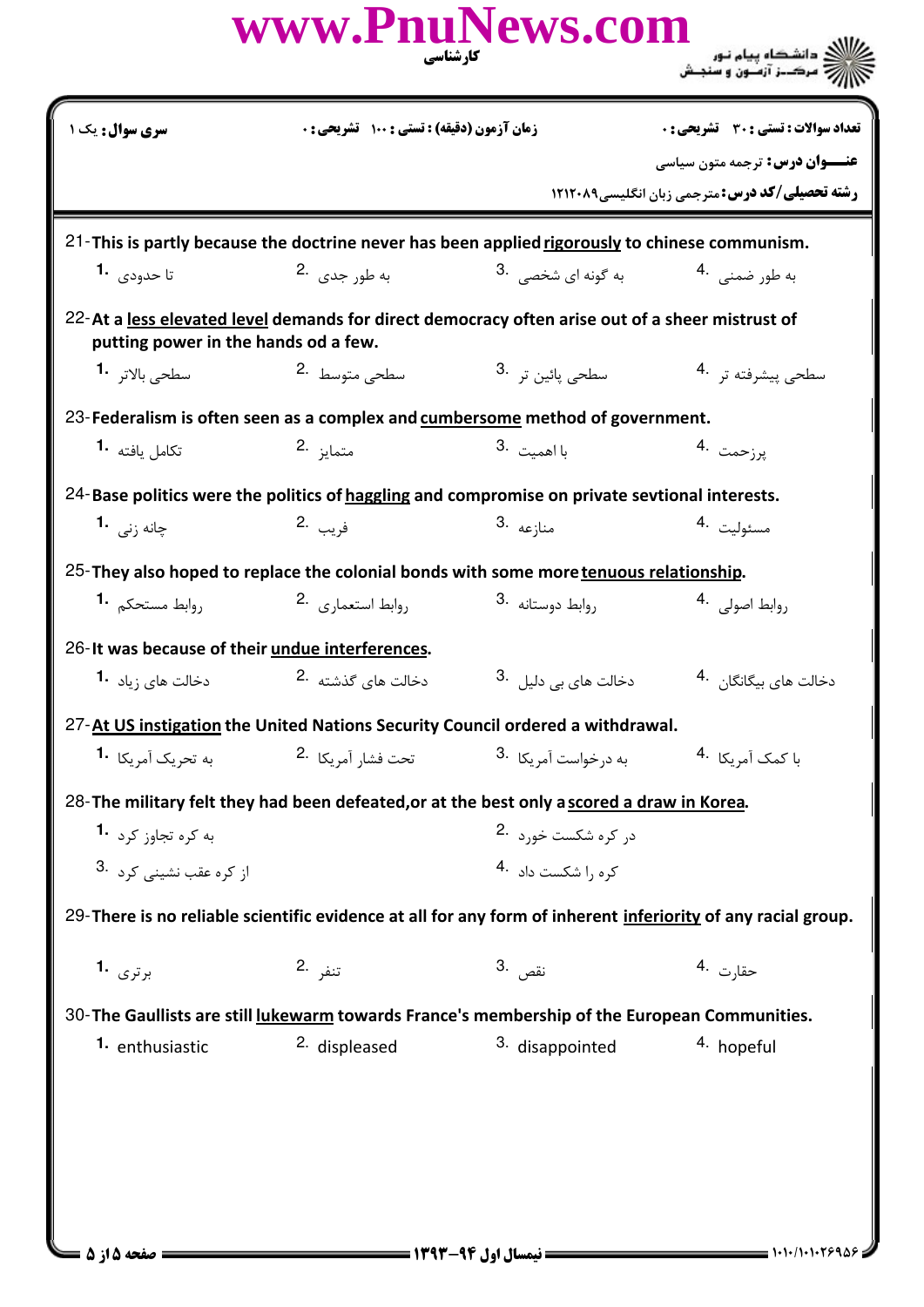**سری سوال:** یک ۱

**زمان آزمون (دقیقه) : تستی : ۱۰۰ تشریحی : ۰**

**تعداد سوالات : تستی : ۳۰ تشریحی : ۰**

**عنـــوان درس:** ترجمه متون سیاسی

**رشته تحصیلی/کد درس:** مترجمی زبان انگلیسی۱۲۱۲۰۸۹

21- **This is partly because the doctrine never has been applied rigorously to chinese communism.**

1. تا حدودی
2. به طور جدی
3. به گونه ای شخصی
4. به طور ضمنی

22- **At a less elevated level demands for direct democracy often arise out of a sheer mistrust of putting power in the hands od a few.**

1. سطحی بالاتر
2. سطحی متوسط
3. سطحی پائین تر
4. سطحی پیشرفته تر

23- **Federalism is often seen as a complex and cumbersome method of government.**

1. تکامل یافته
2. متمایز
3. با اهمیت
4. پرزحمت

24- **Base politics were the politics of haggling and compromise on private sevtional interests.**

1. چانه زنی
2. فریب
3. منازعه
4. مسئولیت

25- **They also hoped to replace the colonial bonds with some more tenuous relationship.**

1. روابط مستحکم
2. روابط استعماری
3. روابط دوستانه
4. روابط اصولی

26- **It was because of their undue interferences.**

1. دخالت های زیاد
2. دخالت های گذشته
3. دخالت های بی دلیل
4. دخالت های بیگانگان

27- **At US instigation the United Nations Security Council ordered a withdrawal.**

1. به تحریک آمریکا
2. تحت فشار آمریکا
3. به درخواست آمریکا
4. با کمک آمریکا

28- **The military felt they had been defeated,or at the best only a scored a draw in Korea.**

1. به کره تجاوز کرد
2. در کره شکست خورد
3. از کره عقب نشینی کرد
4. کره را شکست داد

29- **There is no reliable scientific evidence at all for any form of inherent inferiority of any racial group.**

1. برتری
2. تنفر
3. نقص
4. حقارت

30- **The Gaullists are still lukewarm towards France's membership of the European Communities.**

1. enthusiastic
2. displeased
3. disappointed
4. hopeful